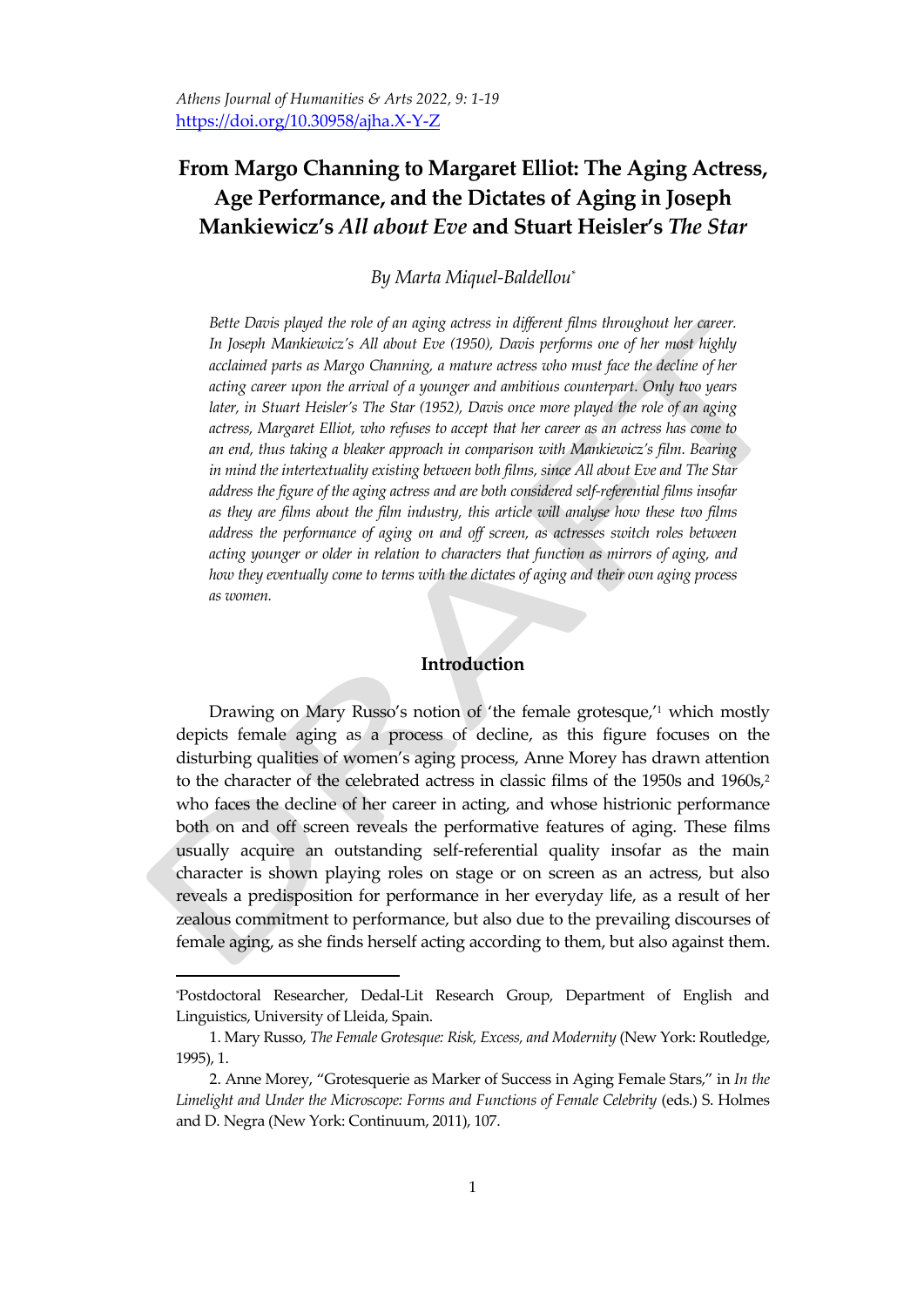# From Margo Channing to Margaret Elliot: The Aging Actress, Age Performance, and the Dictates of Aging in Joseph Mankiewicz's *All about Eve* and Stuart Heisler's *The Star*

*By Marta Miquel-Baldellou*[*]

*Bette Davis played the role of an aging actress in different films throughout her career. In Joseph Mankiewicz's All about Eve (1950), Davis performs one of her most highly acclaimed parts as Margo Channing, a mature actress who must face the decline of her acting career upon the arrival of a younger and ambitious counterpart. Only two years later, in Stuart Heisler's The Star (1952), Davis once more played the role of an aging actress, Margaret Elliot, who refuses to accept that her career as an actress has come to an end, thus taking a bleaker approach in comparison with Mankiewicz's film. Bearing in mind the intertextuality existing between both films, since All about Eve and The Star address the figure of the aging actress and are both considered self-referential films insofar as they are films about the film industry, this article will analyse how these two films address the performance of aging on and off screen, as actresses switch roles between acting younger or older in relation to characters that function as mirrors of aging, and how they eventually come to terms with the dictates of aging and their own aging process as women.*

## Introduction

Drawing on Mary Russo's notion of 'the female grotesque,'[1] which mostly depicts female aging as a process of decline, as this figure focuses on the disturbing qualities of women's aging process, Anne Morey has drawn attention to the character of the celebrated actress in classic films of the 1950s and 1960s,[2] who faces the decline of her career in acting, and whose histrionic performance both on and off screen reveals the performative features of aging. These films usually acquire an outstanding self-referential quality insofar as the main character is shown playing roles on stage or on screen as an actress, but also reveals a predisposition for performance in her everyday life, as a result of her zealous commitment to performance, but also due to the prevailing discourses of female aging, as she finds herself acting according to them, but also against them.

---

[*]Postdoctoral Researcher, Dedal-Lit Research Group, Department of English and Linguistics, University of Lleida, Spain.

1. Mary Russo, *The Female Grotesque: Risk, Excess, and Modernity* (New York: Routledge, 1995), 1.

2. Anne Morey, "Grotesquerie as Marker of Success in Aging Female Stars," in *In the Limelight and Under the Microscope: Forms and Functions of Female Celebrity* (eds.) S. Holmes and D. Negra (New York: Continuum, 2011), 107.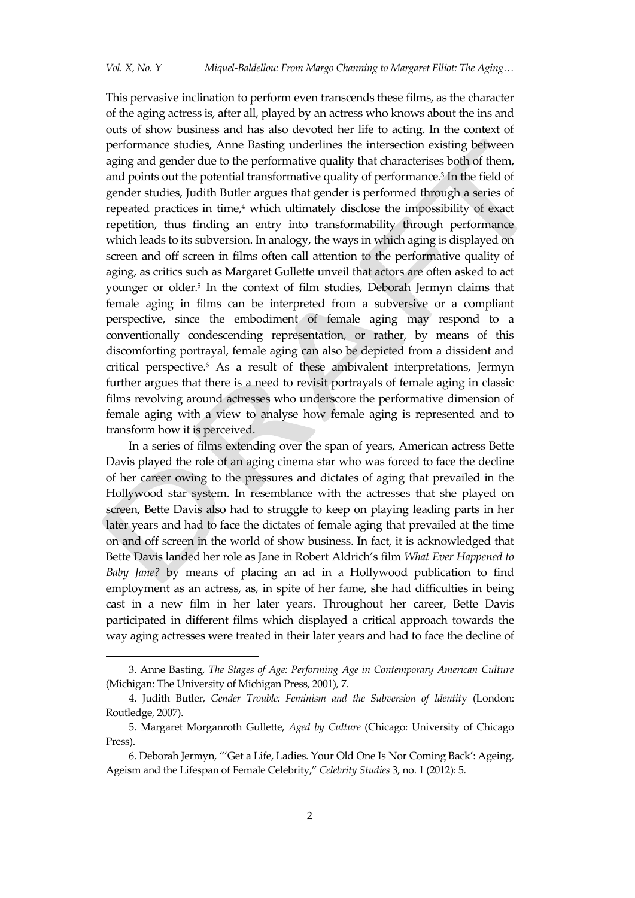This pervasive inclination to perform even transcends these films, as the character of the aging actress is, after all, played by an actress who knows about the ins and outs of show business and has also devoted her life to acting. In the context of performance studies, Anne Basting underlines the intersection existing between aging and gender due to the performative quality that characterises both of them, and points out the potential transformative quality of performance.[3] In the field of gender studies, Judith Butler argues that gender is performed through a series of repeated practices in time,[4] which ultimately disclose the impossibility of exact repetition, thus finding an entry into transformability through performance which leads to its subversion. In analogy, the ways in which aging is displayed on screen and off screen in films often call attention to the performative quality of aging, as critics such as Margaret Gullette unveil that actors are often asked to act younger or older.[5] In the context of film studies, Deborah Jermyn claims that female aging in films can be interpreted from a subversive or a compliant perspective, since the embodiment of female aging may respond to a conventionally condescending representation, or rather, by means of this discomforting portrayal, female aging can also be depicted from a dissident and critical perspective.[6] As a result of these ambivalent interpretations, Jermyn further argues that there is a need to revisit portrayals of female aging in classic films revolving around actresses who underscore the performative dimension of female aging with a view to analyse how female aging is represented and to transform how it is perceived.

In a series of films extending over the span of years, American actress Bette Davis played the role of an aging cinema star who was forced to face the decline of her career owing to the pressures and dictates of aging that prevailed in the Hollywood star system. In resemblance with the actresses that she played on screen, Bette Davis also had to struggle to keep on playing leading parts in her later years and had to face the dictates of female aging that prevailed at the time on and off screen in the world of show business. In fact, it is acknowledged that Bette Davis landed her role as Jane in Robert Aldrich's film *What Ever Happened to Baby Jane?* by means of placing an ad in a Hollywood publication to find employment as an actress, as, in spite of her fame, she had difficulties in being cast in a new film in her later years. Throughout her career, Bette Davis participated in different films which displayed a critical approach towards the way aging actresses were treated in their later years and had to face the decline of

---

3. Anne Basting, *The Stages of Age: Performing Age in Contemporary American Culture* (Michigan: The University of Michigan Press, 2001), 7.

4. Judith Butler, *Gender Trouble: Feminism and the Subversion of Identity* (London: Routledge, 2007).

5. Margaret Morganroth Gullette, *Aged by Culture* (Chicago: University of Chicago Press).

6. Deborah Jermyn, "'Get a Life, Ladies. Your Old One Is Nor Coming Back': Ageing, Ageism and the Lifespan of Female Celebrity," *Celebrity Studies* 3, no. 1 (2012): 5.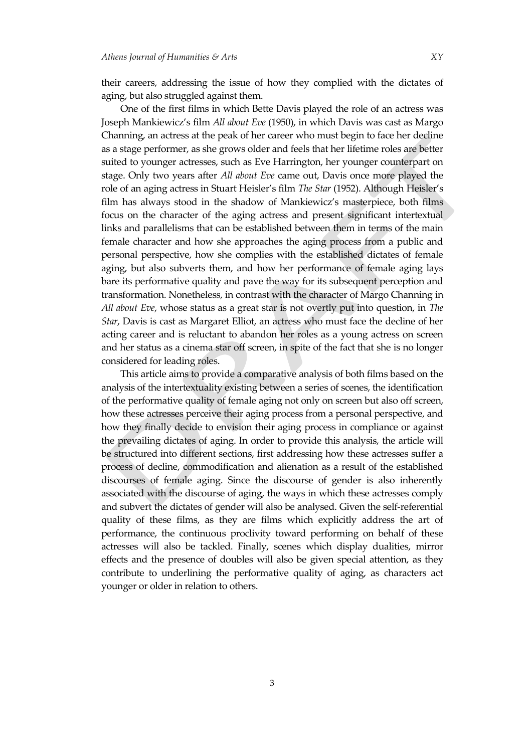their careers, addressing the issue of how they complied with the dictates of aging, but also struggled against them.

One of the first films in which Bette Davis played the role of an actress was Joseph Mankiewicz's film *All about Eve* (1950), in which Davis was cast as Margo Channing, an actress at the peak of her career who must begin to face her decline as a stage performer, as she grows older and feels that her lifetime roles are better suited to younger actresses, such as Eve Harrington, her younger counterpart on stage. Only two years after *All about Eve* came out, Davis once more played the role of an aging actress in Stuart Heisler's film *The Star* (1952). Although Heisler's film has always stood in the shadow of Mankiewicz's masterpiece, both films focus on the character of the aging actress and present significant intertextual links and parallelisms that can be established between them in terms of the main female character and how she approaches the aging process from a public and personal perspective, how she complies with the established dictates of female aging, but also subverts them, and how her performance of female aging lays bare its performative quality and pave the way for its subsequent perception and transformation. Nonetheless, in contrast with the character of Margo Channing in *All about Eve*, whose status as a great star is not overtly put into question, in *The Star*, Davis is cast as Margaret Elliot, an actress who must face the decline of her acting career and is reluctant to abandon her roles as a young actress on screen and her status as a cinema star off screen, in spite of the fact that she is no longer considered for leading roles.

This article aims to provide a comparative analysis of both films based on the analysis of the intertextuality existing between a series of scenes, the identification of the performative quality of female aging not only on screen but also off screen, how these actresses perceive their aging process from a personal perspective, and how they finally decide to envision their aging process in compliance or against the prevailing dictates of aging. In order to provide this analysis, the article will be structured into different sections, first addressing how these actresses suffer a process of decline, commodification and alienation as a result of the established discourses of female aging. Since the discourse of gender is also inherently associated with the discourse of aging, the ways in which these actresses comply and subvert the dictates of gender will also be analysed. Given the self-referential quality of these films, as they are films which explicitly address the art of performance, the continuous proclivity toward performing on behalf of these actresses will also be tackled. Finally, scenes which display dualities, mirror effects and the presence of doubles will also be given special attention, as they contribute to underlining the performative quality of aging, as characters act younger or older in relation to others.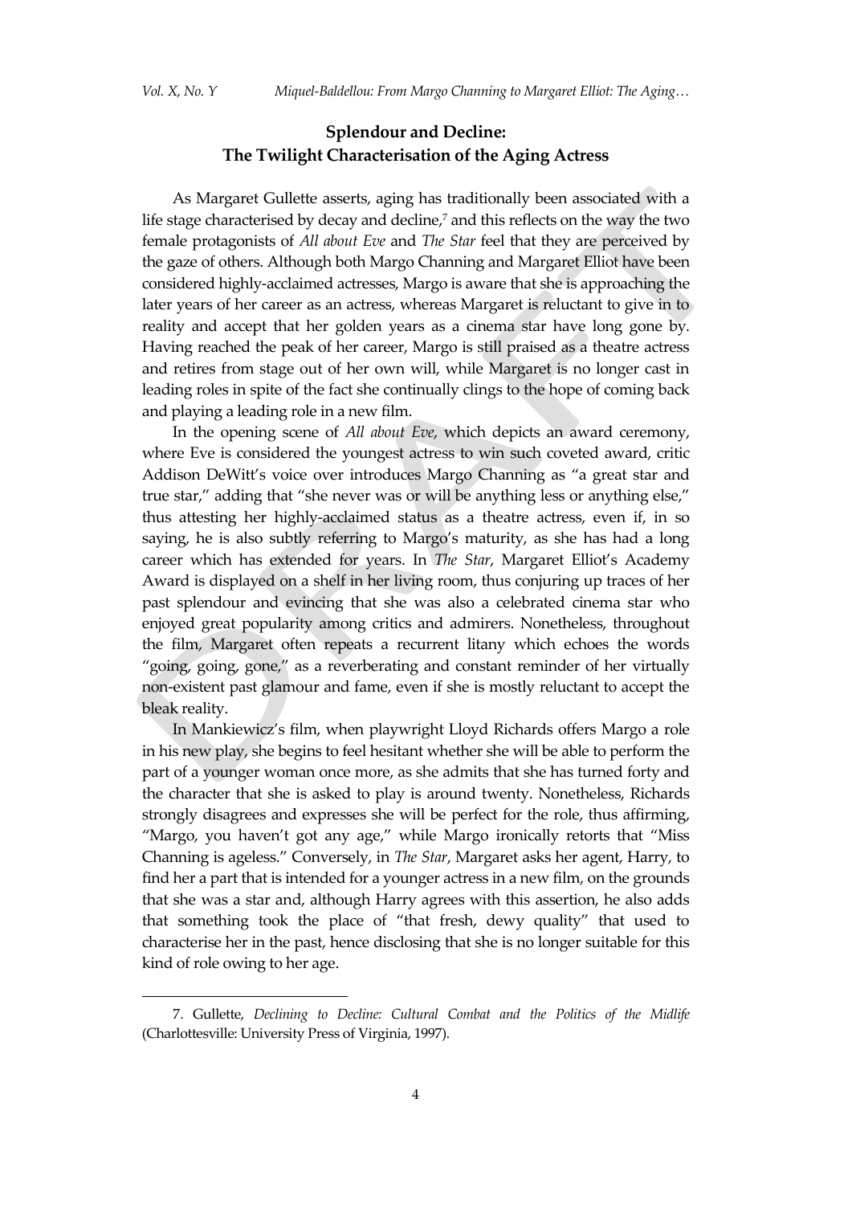## Splendour and Decline: The Twilight Characterisation of the Aging Actress

As Margaret Gullette asserts, aging has traditionally been associated with a life stage characterised by decay and decline,[7] and this reflects on the way the two female protagonists of *All about Eve* and *The Star* feel that they are perceived by the gaze of others. Although both Margo Channing and Margaret Elliot have been considered highly-acclaimed actresses, Margo is aware that she is approaching the later years of her career as an actress, whereas Margaret is reluctant to give in to reality and accept that her golden years as a cinema star have long gone by. Having reached the peak of her career, Margo is still praised as a theatre actress and retires from stage out of her own will, while Margaret is no longer cast in leading roles in spite of the fact she continually clings to the hope of coming back and playing a leading role in a new film.

In the opening scene of *All about Eve*, which depicts an award ceremony, where Eve is considered the youngest actress to win such coveted award, critic Addison DeWitt's voice over introduces Margo Channing as "a great star and true star," adding that "she never was or will be anything less or anything else," thus attesting her highly-acclaimed status as a theatre actress, even if, in so saying, he is also subtly referring to Margo's maturity, as she has had a long career which has extended for years. In *The Star*, Margaret Elliot's Academy Award is displayed on a shelf in her living room, thus conjuring up traces of her past splendour and evincing that she was also a celebrated cinema star who enjoyed great popularity among critics and admirers. Nonetheless, throughout the film, Margaret often repeats a recurrent litany which echoes the words "going, going, gone," as a reverberating and constant reminder of her virtually non-existent past glamour and fame, even if she is mostly reluctant to accept the bleak reality.

In Mankiewicz's film, when playwright Lloyd Richards offers Margo a role in his new play, she begins to feel hesitant whether she will be able to perform the part of a younger woman once more, as she admits that she has turned forty and the character that she is asked to play is around twenty. Nonetheless, Richards strongly disagrees and expresses she will be perfect for the role, thus affirming, "Margo, you haven't got any age," while Margo ironically retorts that "Miss Channing is ageless." Conversely, in *The Star*, Margaret asks her agent, Harry, to find her a part that is intended for a younger actress in a new film, on the grounds that she was a star and, although Harry agrees with this assertion, he also adds that something took the place of "that fresh, dewy quality" that used to characterise her in the past, hence disclosing that she is no longer suitable for this kind of role owing to her age.

---

7. Gullette, *Declining to Decline: Cultural Combat and the Politics of the Midlife* (Charlottesville: University Press of Virginia, 1997).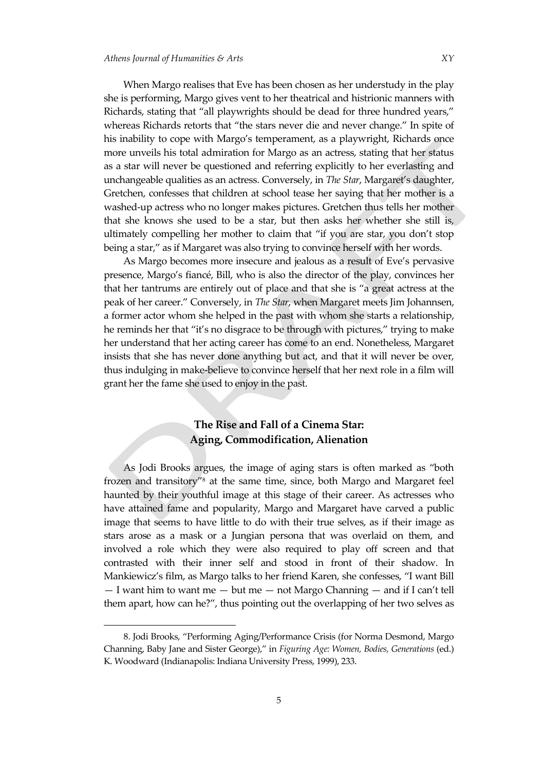When Margo realises that Eve has been chosen as her understudy in the play she is performing, Margo gives vent to her theatrical and histrionic manners with Richards, stating that "all playwrights should be dead for three hundred years," whereas Richards retorts that "the stars never die and never change." In spite of his inability to cope with Margo's temperament, as a playwright, Richards once more unveils his total admiration for Margo as an actress, stating that her status as a star will never be questioned and referring explicitly to her everlasting and unchangeable qualities as an actress. Conversely, in *The Star*, Margaret's daughter, Gretchen, confesses that children at school tease her saying that her mother is a washed-up actress who no longer makes pictures. Gretchen thus tells her mother that she knows she used to be a star, but then asks her whether she still is, ultimately compelling her mother to claim that "if you are star, you don't stop being a star," as if Margaret was also trying to convince herself with her words.

As Margo becomes more insecure and jealous as a result of Eve's pervasive presence, Margo's fiancé, Bill, who is also the director of the play, convinces her that her tantrums are entirely out of place and that she is "a great actress at the peak of her career." Conversely, in *The Star*, when Margaret meets Jim Johannsen, a former actor whom she helped in the past with whom she starts a relationship, he reminds her that "it's no disgrace to be through with pictures," trying to make her understand that her acting career has come to an end. Nonetheless, Margaret insists that she has never done anything but act, and that it will never be over, thus indulging in make-believe to convince herself that her next role in a film will grant her the fame she used to enjoy in the past.

## The Rise and Fall of a Cinema Star: Aging, Commodification, Alienation

As Jodi Brooks argues, the image of aging stars is often marked as "both frozen and transitory"[8] at the same time, since, both Margo and Margaret feel haunted by their youthful image at this stage of their career. As actresses who have attained fame and popularity, Margo and Margaret have carved a public image that seems to have little to do with their true selves, as if their image as stars arose as a mask or a Jungian persona that was overlaid on them, and involved a role which they were also required to play off screen and that contrasted with their inner self and stood in front of their shadow. In Mankiewicz's film, as Margo talks to her friend Karen, she confesses, "I want Bill — I want him to want me — but me — not Margo Channing — and if I can't tell them apart, how can he?", thus pointing out the overlapping of her two selves as

8. Jodi Brooks, "Performing Aging/Performance Crisis (for Norma Desmond, Margo Channing, Baby Jane and Sister George)," in *Figuring Age: Women, Bodies, Generations* (ed.) K. Woodward (Indianapolis: Indiana University Press, 1999), 233.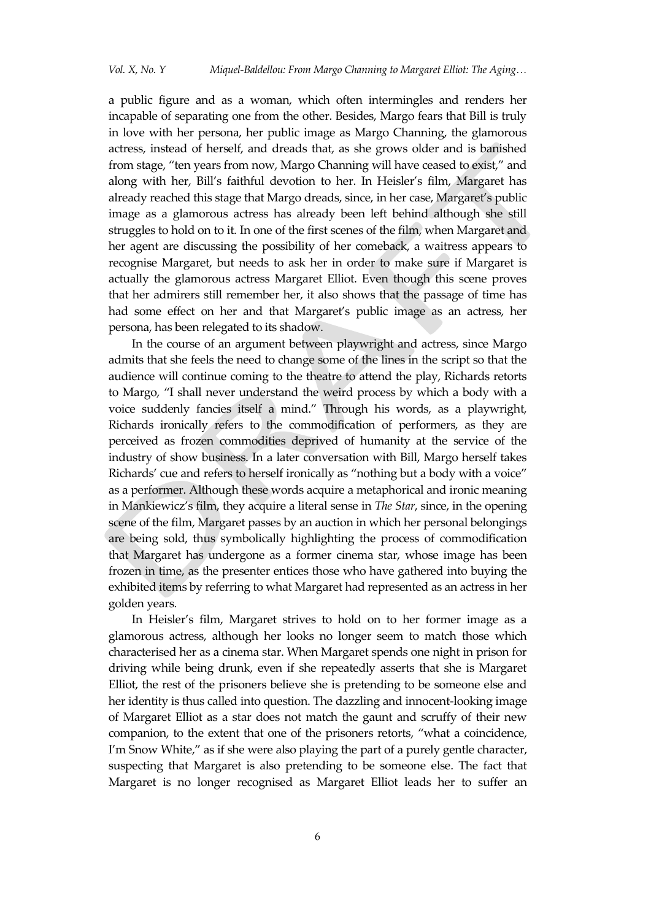a public figure and as a woman, which often intermingles and renders her incapable of separating one from the other. Besides, Margo fears that Bill is truly in love with her persona, her public image as Margo Channing, the glamorous actress, instead of herself, and dreads that, as she grows older and is banished from stage, "ten years from now, Margo Channing will have ceased to exist," and along with her, Bill's faithful devotion to her. In Heisler's film, Margaret has already reached this stage that Margo dreads, since, in her case, Margaret's public image as a glamorous actress has already been left behind although she still struggles to hold on to it. In one of the first scenes of the film, when Margaret and her agent are discussing the possibility of her comeback, a waitress appears to recognise Margaret, but needs to ask her in order to make sure if Margaret is actually the glamorous actress Margaret Elliot. Even though this scene proves that her admirers still remember her, it also shows that the passage of time has had some effect on her and that Margaret's public image as an actress, her persona, has been relegated to its shadow.

In the course of an argument between playwright and actress, since Margo admits that she feels the need to change some of the lines in the script so that the audience will continue coming to the theatre to attend the play, Richards retorts to Margo, "I shall never understand the weird process by which a body with a voice suddenly fancies itself a mind." Through his words, as a playwright, Richards ironically refers to the commodification of performers, as they are perceived as frozen commodities deprived of humanity at the service of the industry of show business. In a later conversation with Bill, Margo herself takes Richards' cue and refers to herself ironically as "nothing but a body with a voice" as a performer. Although these words acquire a metaphorical and ironic meaning in Mankiewicz's film, they acquire a literal sense in *The Star*, since, in the opening scene of the film, Margaret passes by an auction in which her personal belongings are being sold, thus symbolically highlighting the process of commodification that Margaret has undergone as a former cinema star, whose image has been frozen in time, as the presenter entices those who have gathered into buying the exhibited items by referring to what Margaret had represented as an actress in her golden years.

In Heisler's film, Margaret strives to hold on to her former image as a glamorous actress, although her looks no longer seem to match those which characterised her as a cinema star. When Margaret spends one night in prison for driving while being drunk, even if she repeatedly asserts that she is Margaret Elliot, the rest of the prisoners believe she is pretending to be someone else and her identity is thus called into question. The dazzling and innocent-looking image of Margaret Elliot as a star does not match the gaunt and scruffy of their new companion, to the extent that one of the prisoners retorts, "what a coincidence, I'm Snow White," as if she were also playing the part of a purely gentle character, suspecting that Margaret is also pretending to be someone else. The fact that Margaret is no longer recognised as Margaret Elliot leads her to suffer an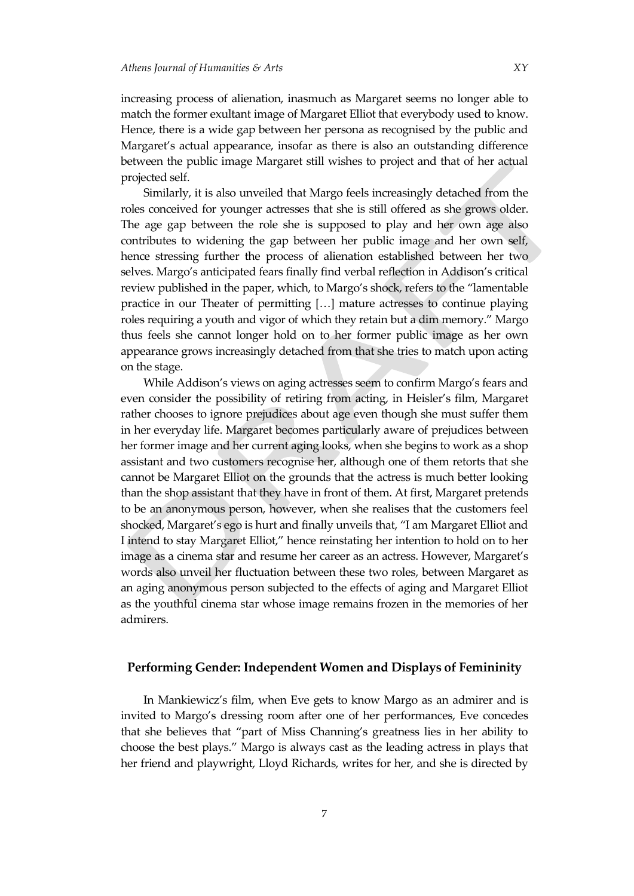increasing process of alienation, inasmuch as Margaret seems no longer able to match the former exultant image of Margaret Elliot that everybody used to know. Hence, there is a wide gap between her persona as recognised by the public and Margaret's actual appearance, insofar as there is also an outstanding difference between the public image Margaret still wishes to project and that of her actual projected self.

Similarly, it is also unveiled that Margo feels increasingly detached from the roles conceived for younger actresses that she is still offered as she grows older. The age gap between the role she is supposed to play and her own age also contributes to widening the gap between her public image and her own self, hence stressing further the process of alienation established between her two selves. Margo's anticipated fears finally find verbal reflection in Addison's critical review published in the paper, which, to Margo's shock, refers to the "lamentable practice in our Theater of permitting […] mature actresses to continue playing roles requiring a youth and vigor of which they retain but a dim memory." Margo thus feels she cannot longer hold on to her former public image as her own appearance grows increasingly detached from that she tries to match upon acting on the stage.

While Addison's views on aging actresses seem to confirm Margo's fears and even consider the possibility of retiring from acting, in Heisler's film, Margaret rather chooses to ignore prejudices about age even though she must suffer them in her everyday life. Margaret becomes particularly aware of prejudices between her former image and her current aging looks, when she begins to work as a shop assistant and two customers recognise her, although one of them retorts that she cannot be Margaret Elliot on the grounds that the actress is much better looking than the shop assistant that they have in front of them. At first, Margaret pretends to be an anonymous person, however, when she realises that the customers feel shocked, Margaret's ego is hurt and finally unveils that, "I am Margaret Elliot and I intend to stay Margaret Elliot," hence reinstating her intention to hold on to her image as a cinema star and resume her career as an actress. However, Margaret's words also unveil her fluctuation between these two roles, between Margaret as an aging anonymous person subjected to the effects of aging and Margaret Elliot as the youthful cinema star whose image remains frozen in the memories of her admirers.

## Performing Gender: Independent Women and Displays of Femininity

In Mankiewicz's film, when Eve gets to know Margo as an admirer and is invited to Margo's dressing room after one of her performances, Eve concedes that she believes that "part of Miss Channing's greatness lies in her ability to choose the best plays." Margo is always cast as the leading actress in plays that her friend and playwright, Lloyd Richards, writes for her, and she is directed by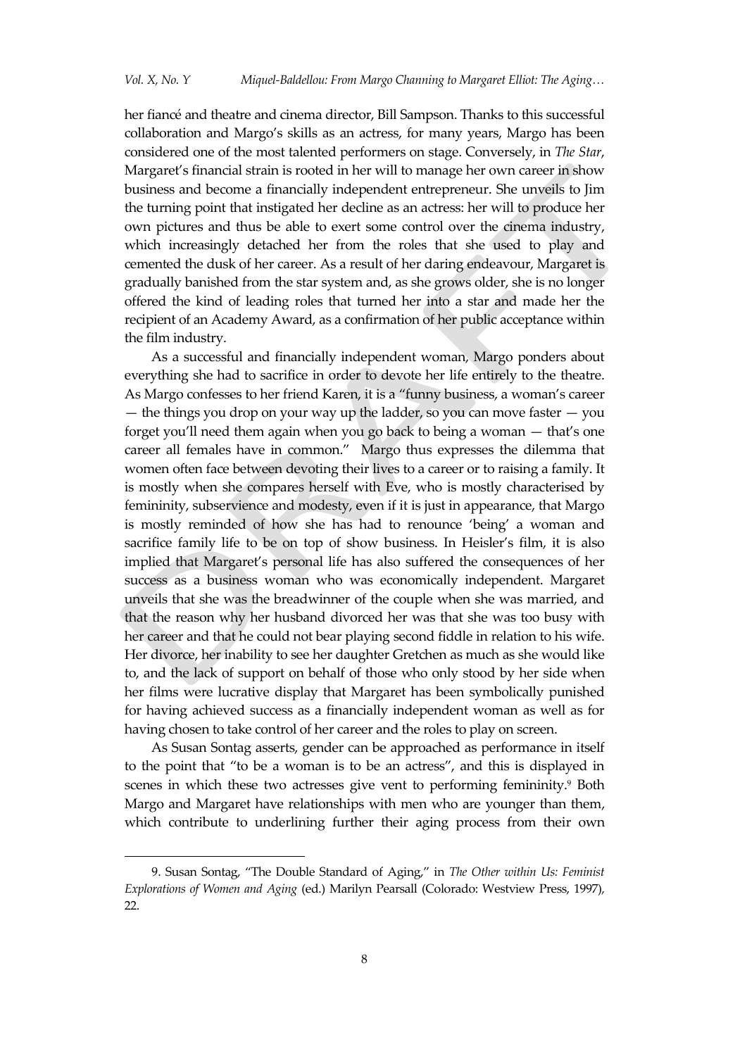her fiancé and theatre and cinema director, Bill Sampson. Thanks to this successful collaboration and Margo's skills as an actress, for many years, Margo has been considered one of the most talented performers on stage. Conversely, in *The Star*, Margaret's financial strain is rooted in her will to manage her own career in show business and become a financially independent entrepreneur. She unveils to Jim the turning point that instigated her decline as an actress: her will to produce her own pictures and thus be able to exert some control over the cinema industry, which increasingly detached her from the roles that she used to play and cemented the dusk of her career. As a result of her daring endeavour, Margaret is gradually banished from the star system and, as she grows older, she is no longer offered the kind of leading roles that turned her into a star and made her the recipient of an Academy Award, as a confirmation of her public acceptance within the film industry.

As a successful and financially independent woman, Margo ponders about everything she had to sacrifice in order to devote her life entirely to the theatre. As Margo confesses to her friend Karen, it is a "funny business, a woman's career — the things you drop on your way up the ladder, so you can move faster — you forget you'll need them again when you go back to being a woman — that's one career all females have in common." Margo thus expresses the dilemma that women often face between devoting their lives to a career or to raising a family. It is mostly when she compares herself with Eve, who is mostly characterised by femininity, subservience and modesty, even if it is just in appearance, that Margo is mostly reminded of how she has had to renounce 'being' a woman and sacrifice family life to be on top of show business. In Heisler's film, it is also implied that Margaret's personal life has also suffered the consequences of her success as a business woman who was economically independent. Margaret unveils that she was the breadwinner of the couple when she was married, and that the reason why her husband divorced her was that she was too busy with her career and that he could not bear playing second fiddle in relation to his wife. Her divorce, her inability to see her daughter Gretchen as much as she would like to, and the lack of support on behalf of those who only stood by her side when her films were lucrative display that Margaret has been symbolically punished for having achieved success as a financially independent woman as well as for having chosen to take control of her career and the roles to play on screen.

As Susan Sontag asserts, gender can be approached as performance in itself to the point that "to be a woman is to be an actress", and this is displayed in scenes in which these two actresses give vent to performing femininity.[9] Both Margo and Margaret have relationships with men who are younger than them, which contribute to underlining further their aging process from their own

9. Susan Sontag, "The Double Standard of Aging," in *The Other within Us: Feminist Explorations of Women and Aging* (ed.) Marilyn Pearsall (Colorado: Westview Press, 1997), 22.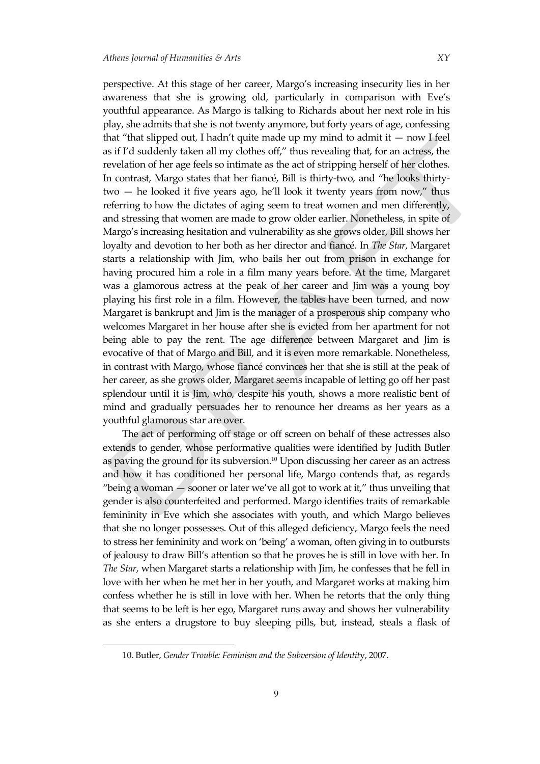perspective. At this stage of her career, Margo's increasing insecurity lies in her awareness that she is growing old, particularly in comparison with Eve's youthful appearance. As Margo is talking to Richards about her next role in his play, she admits that she is not twenty anymore, but forty years of age, confessing that "that slipped out, I hadn't quite made up my mind to admit it — now I feel as if I'd suddenly taken all my clothes off," thus revealing that, for an actress, the revelation of her age feels so intimate as the act of stripping herself of her clothes. In contrast, Margo states that her fiancé, Bill is thirty-two, and "he looks thirty-two — he looked it five years ago, he'll look it twenty years from now," thus referring to how the dictates of aging seem to treat women and men differently, and stressing that women are made to grow older earlier. Nonetheless, in spite of Margo's increasing hesitation and vulnerability as she grows older, Bill shows her loyalty and devotion to her both as her director and fiancé. In *The Star*, Margaret starts a relationship with Jim, who bails her out from prison in exchange for having procured him a role in a film many years before. At the time, Margaret was a glamorous actress at the peak of her career and Jim was a young boy playing his first role in a film. However, the tables have been turned, and now Margaret is bankrupt and Jim is the manager of a prosperous ship company who welcomes Margaret in her house after she is evicted from her apartment for not being able to pay the rent. The age difference between Margaret and Jim is evocative of that of Margo and Bill, and it is even more remarkable. Nonetheless, in contrast with Margo, whose fiancé convinces her that she is still at the peak of her career, as she grows older, Margaret seems incapable of letting go off her past splendour until it is Jim, who, despite his youth, shows a more realistic bent of mind and gradually persuades her to renounce her dreams as her years as a youthful glamorous star are over.

The act of performing off stage or off screen on behalf of these actresses also extends to gender, whose performative qualities were identified by Judith Butler as paving the ground for its subversion.[10] Upon discussing her career as an actress and how it has conditioned her personal life, Margo contends that, as regards "being a woman — sooner or later we've all got to work at it," thus unveiling that gender is also counterfeited and performed. Margo identifies traits of remarkable femininity in Eve which she associates with youth, and which Margo believes that she no longer possesses. Out of this alleged deficiency, Margo feels the need to stress her femininity and work on 'being' a woman, often giving in to outbursts of jealousy to draw Bill's attention so that he proves he is still in love with her. In *The Star*, when Margaret starts a relationship with Jim, he confesses that he fell in love with her when he met her in her youth, and Margaret works at making him confess whether he is still in love with her. When he retorts that the only thing that seems to be left is her ego, Margaret runs away and shows her vulnerability as she enters a drugstore to buy sleeping pills, but, instead, steals a flask of

10. Butler, *Gender Trouble: Feminism and the Subversion of Identity*, 2007.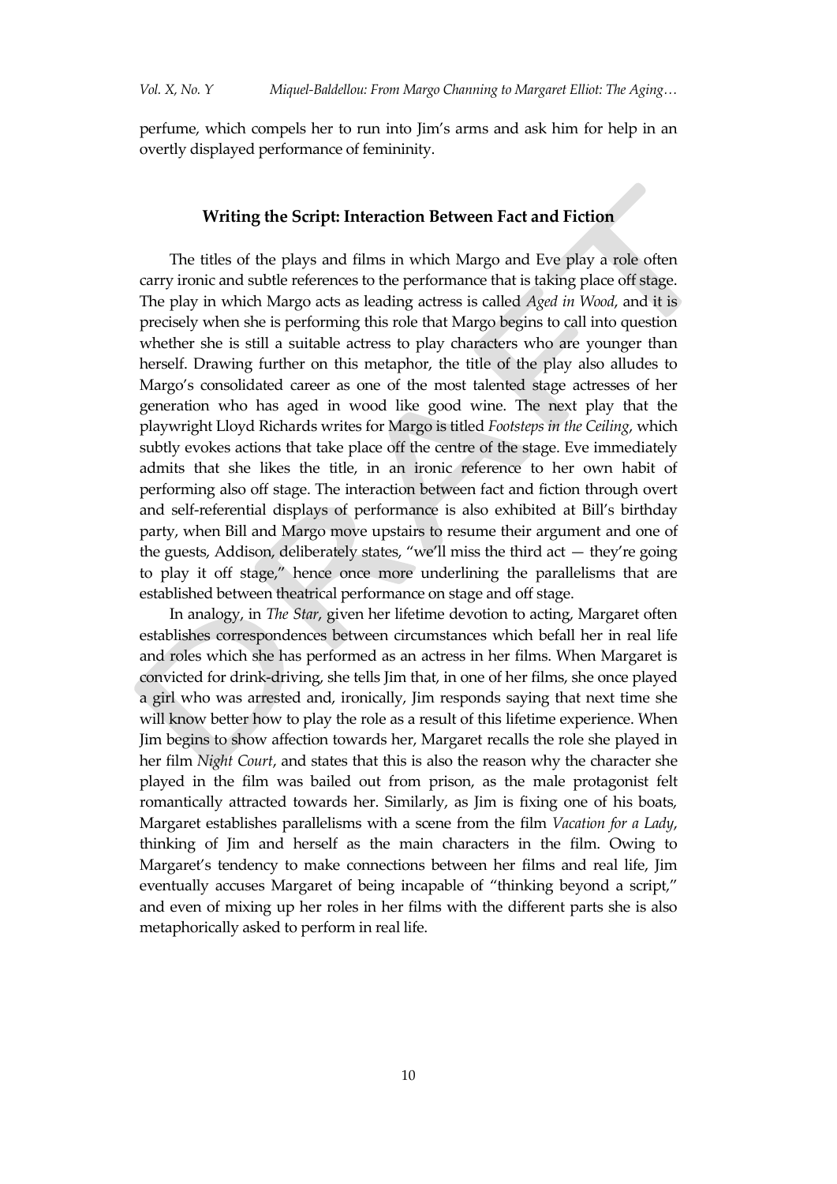perfume, which compels her to run into Jim's arms and ask him for help in an overtly displayed performance of femininity.

## Writing the Script: Interaction Between Fact and Fiction

The titles of the plays and films in which Margo and Eve play a role often carry ironic and subtle references to the performance that is taking place off stage. The play in which Margo acts as leading actress is called *Aged in Wood*, and it is precisely when she is performing this role that Margo begins to call into question whether she is still a suitable actress to play characters who are younger than herself. Drawing further on this metaphor, the title of the play also alludes to Margo's consolidated career as one of the most talented stage actresses of her generation who has aged in wood like good wine. The next play that the playwright Lloyd Richards writes for Margo is titled *Footsteps in the Ceiling*, which subtly evokes actions that take place off the centre of the stage. Eve immediately admits that she likes the title, in an ironic reference to her own habit of performing also off stage. The interaction between fact and fiction through overt and self-referential displays of performance is also exhibited at Bill's birthday party, when Bill and Margo move upstairs to resume their argument and one of the guests, Addison, deliberately states, "we'll miss the third act — they're going to play it off stage," hence once more underlining the parallelisms that are established between theatrical performance on stage and off stage.

In analogy, in *The Star*, given her lifetime devotion to acting, Margaret often establishes correspondences between circumstances which befall her in real life and roles which she has performed as an actress in her films. When Margaret is convicted for drink-driving, she tells Jim that, in one of her films, she once played a girl who was arrested and, ironically, Jim responds saying that next time she will know better how to play the role as a result of this lifetime experience. When Jim begins to show affection towards her, Margaret recalls the role she played in her film *Night Court*, and states that this is also the reason why the character she played in the film was bailed out from prison, as the male protagonist felt romantically attracted towards her. Similarly, as Jim is fixing one of his boats, Margaret establishes parallelisms with a scene from the film *Vacation for a Lady*, thinking of Jim and herself as the main characters in the film. Owing to Margaret's tendency to make connections between her films and real life, Jim eventually accuses Margaret of being incapable of "thinking beyond a script," and even of mixing up her roles in her films with the different parts she is also metaphorically asked to perform in real life.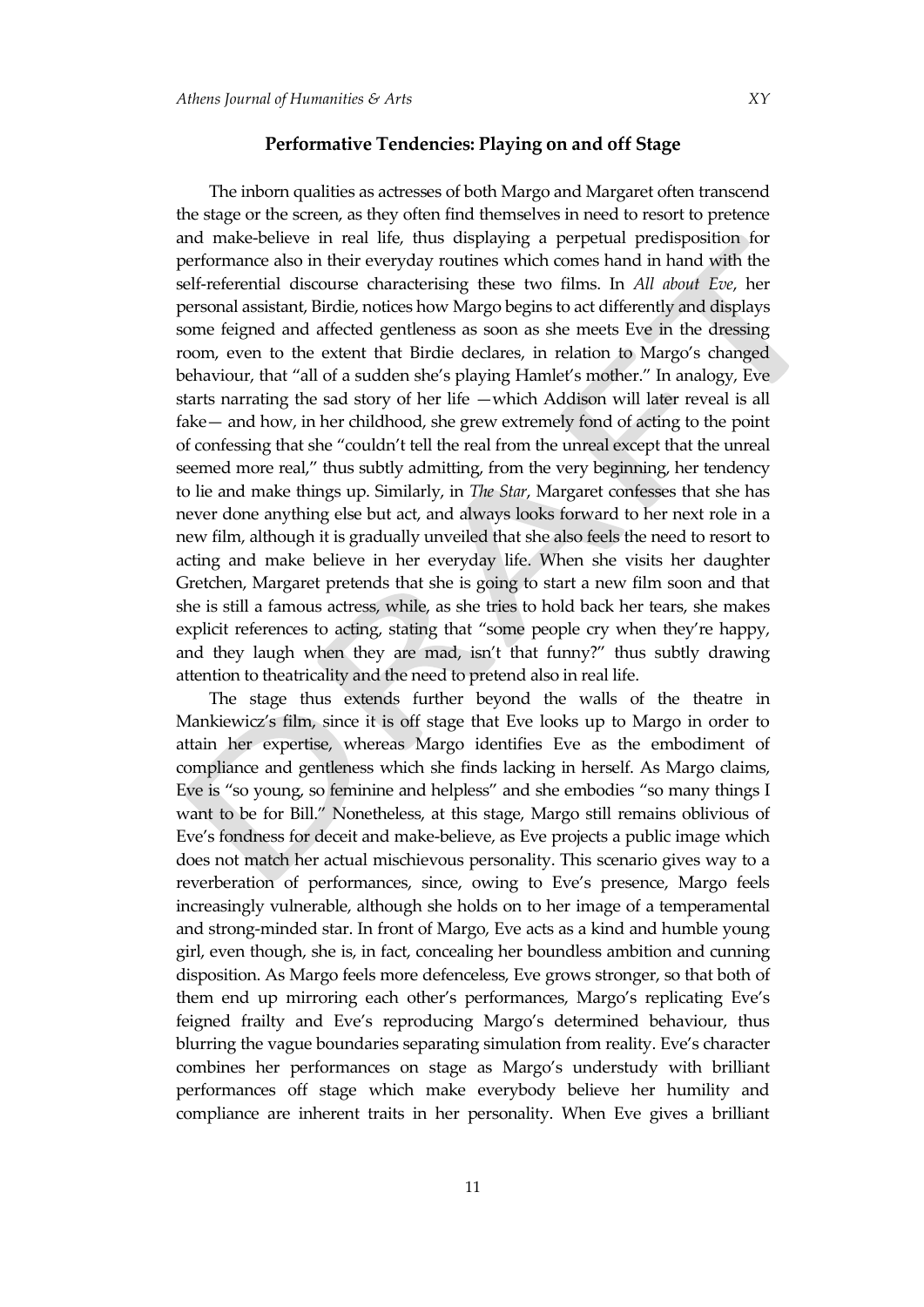## Performative Tendencies: Playing on and off Stage

The inborn qualities as actresses of both Margo and Margaret often transcend the stage or the screen, as they often find themselves in need to resort to pretence and make-believe in real life, thus displaying a perpetual predisposition for performance also in their everyday routines which comes hand in hand with the self-referential discourse characterising these two films. In *All about Eve*, her personal assistant, Birdie, notices how Margo begins to act differently and displays some feigned and affected gentleness as soon as she meets Eve in the dressing room, even to the extent that Birdie declares, in relation to Margo's changed behaviour, that "all of a sudden she's playing Hamlet's mother." In analogy, Eve starts narrating the sad story of her life —which Addison will later reveal is all fake— and how, in her childhood, she grew extremely fond of acting to the point of confessing that she "couldn't tell the real from the unreal except that the unreal seemed more real," thus subtly admitting, from the very beginning, her tendency to lie and make things up. Similarly, in *The Star*, Margaret confesses that she has never done anything else but act, and always looks forward to her next role in a new film, although it is gradually unveiled that she also feels the need to resort to acting and make believe in her everyday life. When she visits her daughter Gretchen, Margaret pretends that she is going to start a new film soon and that she is still a famous actress, while, as she tries to hold back her tears, she makes explicit references to acting, stating that "some people cry when they're happy, and they laugh when they are mad, isn't that funny?" thus subtly drawing attention to theatricality and the need to pretend also in real life.

The stage thus extends further beyond the walls of the theatre in Mankiewicz's film, since it is off stage that Eve looks up to Margo in order to attain her expertise, whereas Margo identifies Eve as the embodiment of compliance and gentleness which she finds lacking in herself. As Margo claims, Eve is "so young, so feminine and helpless" and she embodies "so many things I want to be for Bill." Nonetheless, at this stage, Margo still remains oblivious of Eve's fondness for deceit and make-believe, as Eve projects a public image which does not match her actual mischievous personality. This scenario gives way to a reverberation of performances, since, owing to Eve's presence, Margo feels increasingly vulnerable, although she holds on to her image of a temperamental and strong-minded star. In front of Margo, Eve acts as a kind and humble young girl, even though, she is, in fact, concealing her boundless ambition and cunning disposition. As Margo feels more defenceless, Eve grows stronger, so that both of them end up mirroring each other's performances, Margo's replicating Eve's feigned frailty and Eve's reproducing Margo's determined behaviour, thus blurring the vague boundaries separating simulation from reality. Eve's character combines her performances on stage as Margo's understudy with brilliant performances off stage which make everybody believe her humility and compliance are inherent traits in her personality. When Eve gives a brilliant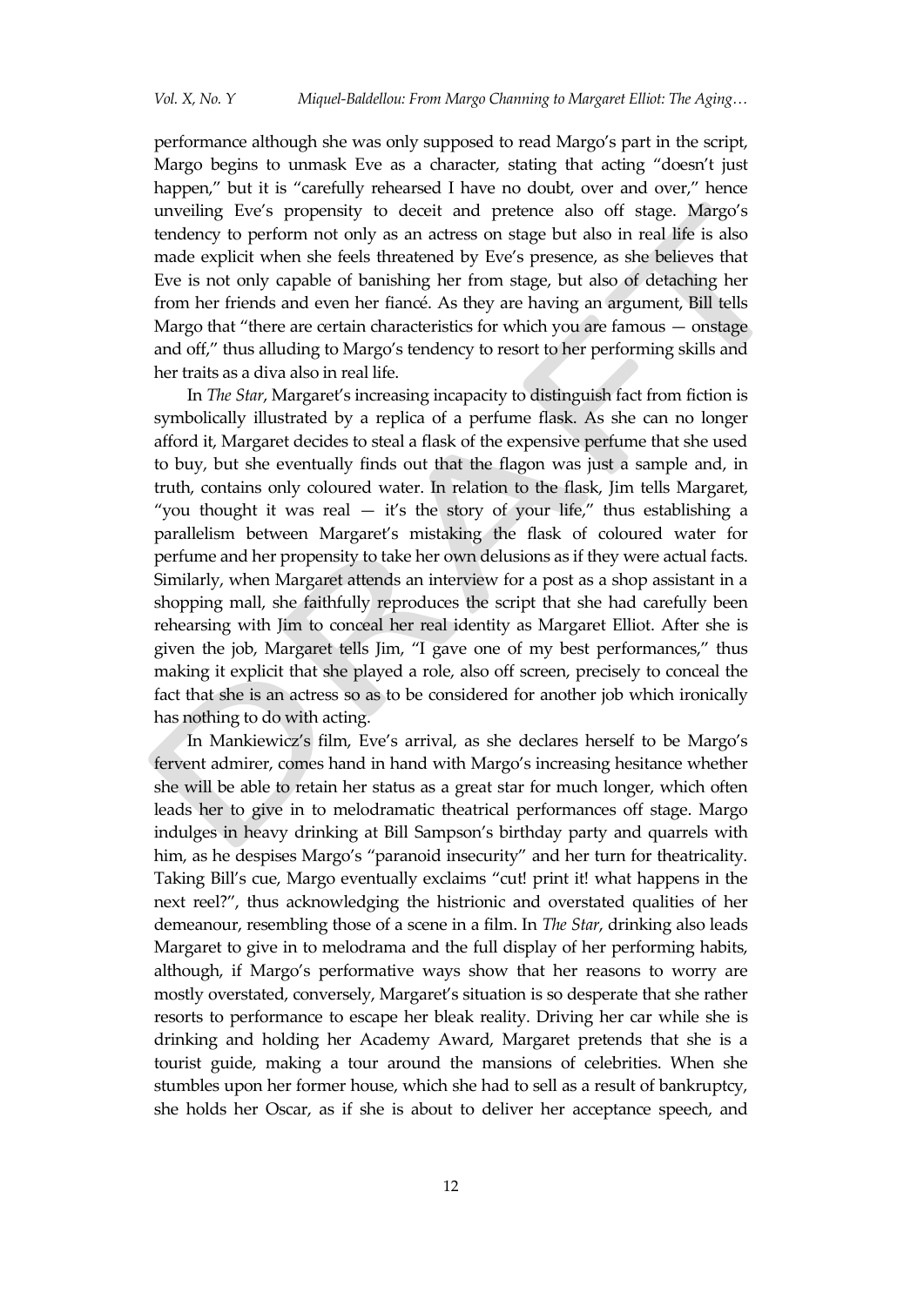performance although she was only supposed to read Margo's part in the script, Margo begins to unmask Eve as a character, stating that acting "doesn't just happen," but it is "carefully rehearsed I have no doubt, over and over," hence unveiling Eve's propensity to deceit and pretence also off stage. Margo's tendency to perform not only as an actress on stage but also in real life is also made explicit when she feels threatened by Eve's presence, as she believes that Eve is not only capable of banishing her from stage, but also of detaching her from her friends and even her fiancé. As they are having an argument, Bill tells Margo that "there are certain characteristics for which you are famous — onstage and off," thus alluding to Margo's tendency to resort to her performing skills and her traits as a diva also in real life.

In *The Star*, Margaret's increasing incapacity to distinguish fact from fiction is symbolically illustrated by a replica of a perfume flask. As she can no longer afford it, Margaret decides to steal a flask of the expensive perfume that she used to buy, but she eventually finds out that the flagon was just a sample and, in truth, contains only coloured water. In relation to the flask, Jim tells Margaret, "you thought it was real — it's the story of your life," thus establishing a parallelism between Margaret's mistaking the flask of coloured water for perfume and her propensity to take her own delusions as if they were actual facts. Similarly, when Margaret attends an interview for a post as a shop assistant in a shopping mall, she faithfully reproduces the script that she had carefully been rehearsing with Jim to conceal her real identity as Margaret Elliot. After she is given the job, Margaret tells Jim, "I gave one of my best performances," thus making it explicit that she played a role, also off screen, precisely to conceal the fact that she is an actress so as to be considered for another job which ironically has nothing to do with acting.

In Mankiewicz's film, Eve's arrival, as she declares herself to be Margo's fervent admirer, comes hand in hand with Margo's increasing hesitance whether she will be able to retain her status as a great star for much longer, which often leads her to give in to melodramatic theatrical performances off stage. Margo indulges in heavy drinking at Bill Sampson's birthday party and quarrels with him, as he despises Margo's "paranoid insecurity" and her turn for theatricality. Taking Bill's cue, Margo eventually exclaims "cut! print it! what happens in the next reel?", thus acknowledging the histrionic and overstated qualities of her demeanour, resembling those of a scene in a film. In *The Star*, drinking also leads Margaret to give in to melodrama and the full display of her performing habits, although, if Margo's performative ways show that her reasons to worry are mostly overstated, conversely, Margaret's situation is so desperate that she rather resorts to performance to escape her bleak reality. Driving her car while she is drinking and holding her Academy Award, Margaret pretends that she is a tourist guide, making a tour around the mansions of celebrities. When she stumbles upon her former house, which she had to sell as a result of bankruptcy, she holds her Oscar, as if she is about to deliver her acceptance speech, and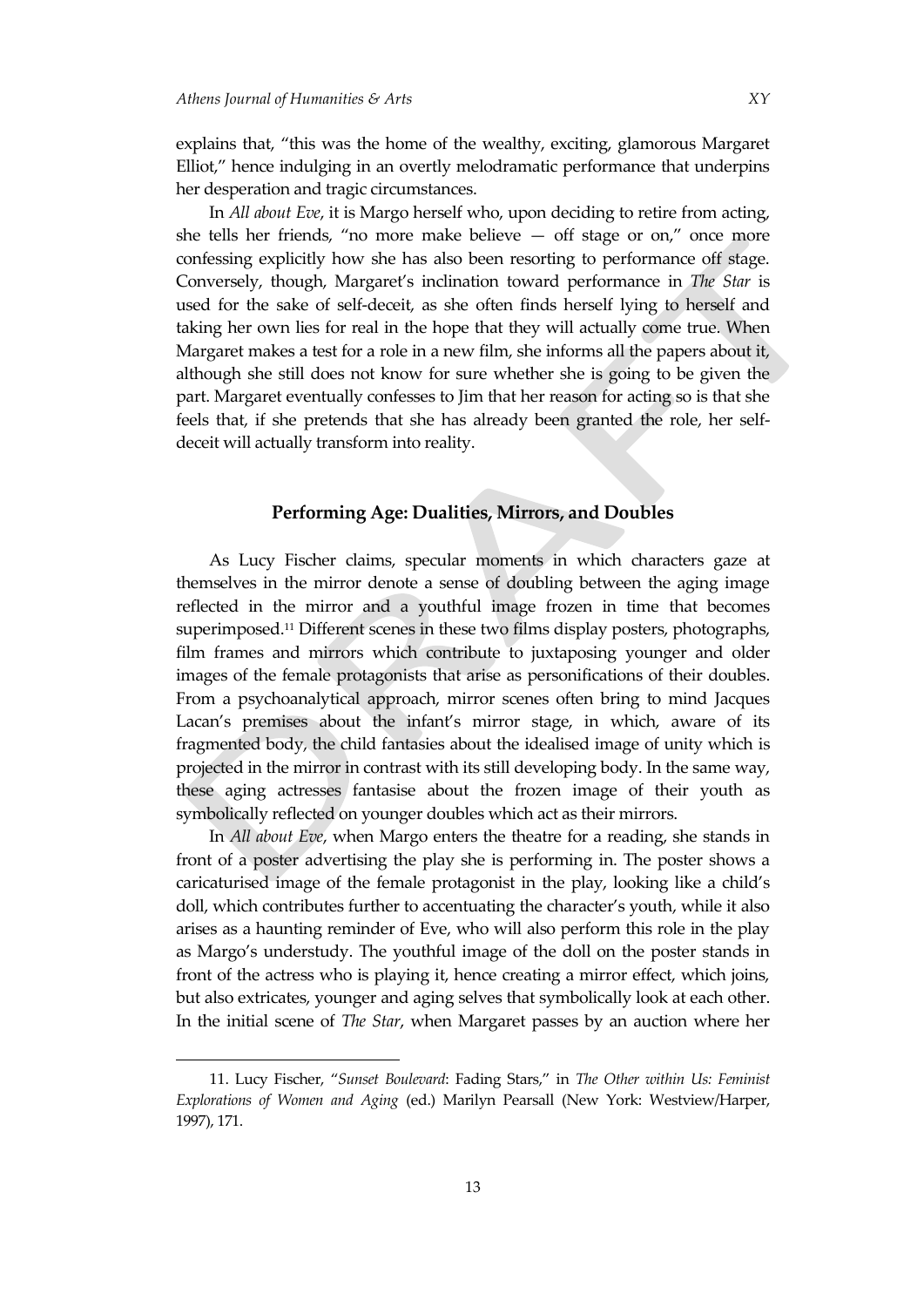explains that, "this was the home of the wealthy, exciting, glamorous Margaret Elliot," hence indulging in an overtly melodramatic performance that underpins her desperation and tragic circumstances.

In *All about Eve*, it is Margo herself who, upon deciding to retire from acting, she tells her friends, "no more make believe — off stage or on," once more confessing explicitly how she has also been resorting to performance off stage. Conversely, though, Margaret's inclination toward performance in *The Star* is used for the sake of self-deceit, as she often finds herself lying to herself and taking her own lies for real in the hope that they will actually come true. When Margaret makes a test for a role in a new film, she informs all the papers about it, although she still does not know for sure whether she is going to be given the part. Margaret eventually confesses to Jim that her reason for acting so is that she feels that, if she pretends that she has already been granted the role, her self-deceit will actually transform into reality.

## Performing Age: Dualities, Mirrors, and Doubles

As Lucy Fischer claims, specular moments in which characters gaze at themselves in the mirror denote a sense of doubling between the aging image reflected in the mirror and a youthful image frozen in time that becomes superimposed.[11] Different scenes in these two films display posters, photographs, film frames and mirrors which contribute to juxtaposing younger and older images of the female protagonists that arise as personifications of their doubles. From a psychoanalytical approach, mirror scenes often bring to mind Jacques Lacan's premises about the infant's mirror stage, in which, aware of its fragmented body, the child fantasies about the idealised image of unity which is projected in the mirror in contrast with its still developing body. In the same way, these aging actresses fantasise about the frozen image of their youth as symbolically reflected on younger doubles which act as their mirrors.

In *All about Eve*, when Margo enters the theatre for a reading, she stands in front of a poster advertising the play she is performing in. The poster shows a caricaturised image of the female protagonist in the play, looking like a child's doll, which contributes further to accentuating the character's youth, while it also arises as a haunting reminder of Eve, who will also perform this role in the play as Margo's understudy. The youthful image of the doll on the poster stands in front of the actress who is playing it, hence creating a mirror effect, which joins, but also extricates, younger and aging selves that symbolically look at each other. In the initial scene of *The Star*, when Margaret passes by an auction where her

11. Lucy Fischer, "*Sunset Boulevard*: Fading Stars," in *The Other within Us: Feminist Explorations of Women and Aging* (ed.) Marilyn Pearsall (New York: Westview/Harper, 1997), 171.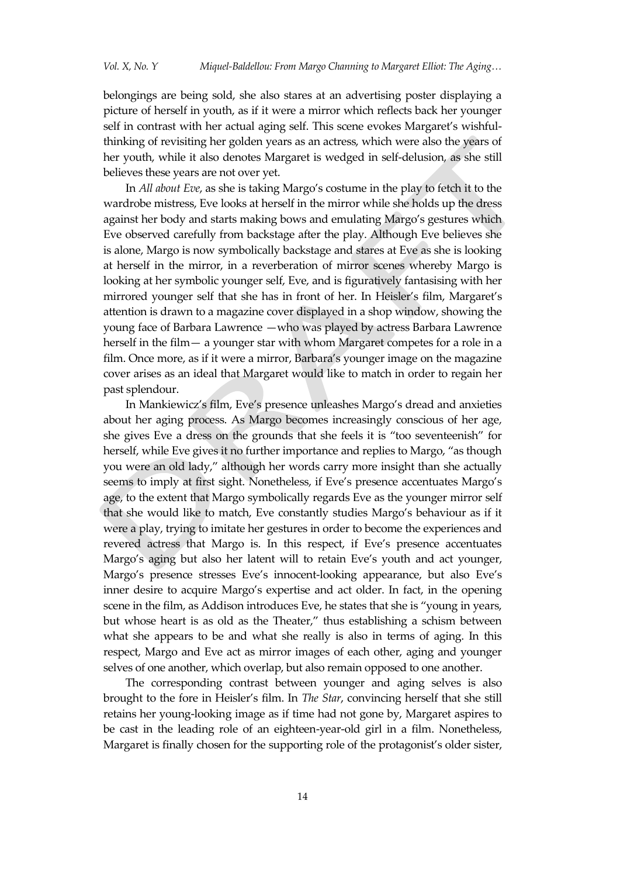belongings are being sold, she also stares at an advertising poster displaying a picture of herself in youth, as if it were a mirror which reflects back her younger self in contrast with her actual aging self. This scene evokes Margaret's wishful-thinking of revisiting her golden years as an actress, which were also the years of her youth, while it also denotes Margaret is wedged in self-delusion, as she still believes these years are not over yet.

In *All about Eve*, as she is taking Margo's costume in the play to fetch it to the wardrobe mistress, Eve looks at herself in the mirror while she holds up the dress against her body and starts making bows and emulating Margo's gestures which Eve observed carefully from backstage after the play. Although Eve believes she is alone, Margo is now symbolically backstage and stares at Eve as she is looking at herself in the mirror, in a reverberation of mirror scenes whereby Margo is looking at her symbolic younger self, Eve, and is figuratively fantasising with her mirrored younger self that she has in front of her. In Heisler's film, Margaret's attention is drawn to a magazine cover displayed in a shop window, showing the young face of Barbara Lawrence —who was played by actress Barbara Lawrence herself in the film— a younger star with whom Margaret competes for a role in a film. Once more, as if it were a mirror, Barbara's younger image on the magazine cover arises as an ideal that Margaret would like to match in order to regain her past splendour.

In Mankiewicz's film, Eve's presence unleashes Margo's dread and anxieties about her aging process. As Margo becomes increasingly conscious of her age, she gives Eve a dress on the grounds that she feels it is "too seventeenish" for herself, while Eve gives it no further importance and replies to Margo, "as though you were an old lady," although her words carry more insight than she actually seems to imply at first sight. Nonetheless, if Eve's presence accentuates Margo's age, to the extent that Margo symbolically regards Eve as the younger mirror self that she would like to match, Eve constantly studies Margo's behaviour as if it were a play, trying to imitate her gestures in order to become the experiences and revered actress that Margo is. In this respect, if Eve's presence accentuates Margo's aging but also her latent will to retain Eve's youth and act younger, Margo's presence stresses Eve's innocent-looking appearance, but also Eve's inner desire to acquire Margo's expertise and act older. In fact, in the opening scene in the film, as Addison introduces Eve, he states that she is "young in years, but whose heart is as old as the Theater," thus establishing a schism between what she appears to be and what she really is also in terms of aging. In this respect, Margo and Eve act as mirror images of each other, aging and younger selves of one another, which overlap, but also remain opposed to one another.

The corresponding contrast between younger and aging selves is also brought to the fore in Heisler's film. In *The Star*, convincing herself that she still retains her young-looking image as if time had not gone by, Margaret aspires to be cast in the leading role of an eighteen-year-old girl in a film. Nonetheless, Margaret is finally chosen for the supporting role of the protagonist's older sister,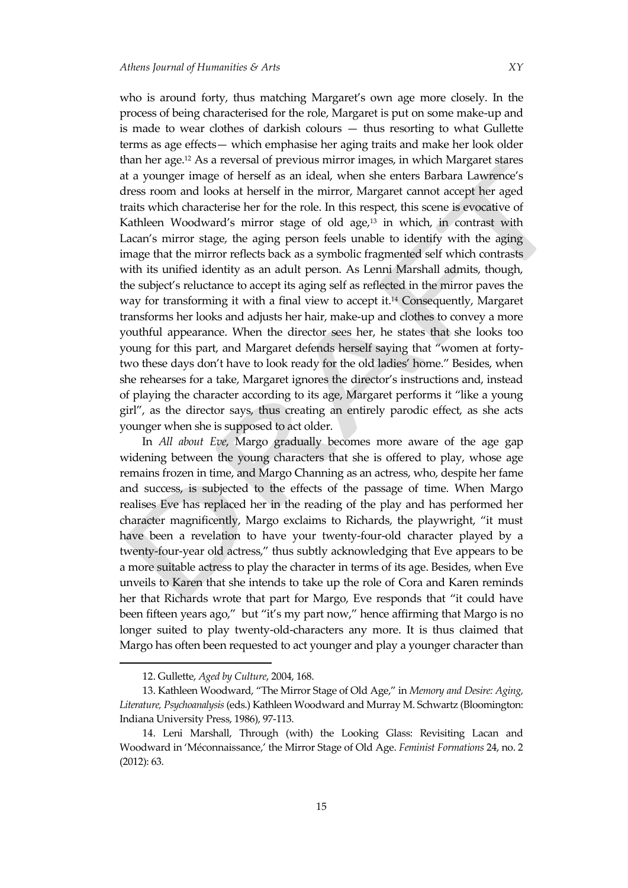who is around forty, thus matching Margaret's own age more closely. In the process of being characterised for the role, Margaret is put on some make-up and is made to wear clothes of darkish colours — thus resorting to what Gullette terms as age effects— which emphasise her aging traits and make her look older than her age.[12] As a reversal of previous mirror images, in which Margaret stares at a younger image of herself as an ideal, when she enters Barbara Lawrence's dress room and looks at herself in the mirror, Margaret cannot accept her aged traits which characterise her for the role. In this respect, this scene is evocative of Kathleen Woodward's mirror stage of old age,[13] in which, in contrast with Lacan's mirror stage, the aging person feels unable to identify with the aging image that the mirror reflects back as a symbolic fragmented self which contrasts with its unified identity as an adult person. As Lenni Marshall admits, though, the subject's reluctance to accept its aging self as reflected in the mirror paves the way for transforming it with a final view to accept it.[14] Consequently, Margaret transforms her looks and adjusts her hair, make-up and clothes to convey a more youthful appearance. When the director sees her, he states that she looks too young for this part, and Margaret defends herself saying that "women at forty-two these days don't have to look ready for the old ladies' home." Besides, when she rehearses for a take, Margaret ignores the director's instructions and, instead of playing the character according to its age, Margaret performs it "like a young girl", as the director says, thus creating an entirely parodic effect, as she acts younger when she is supposed to act older.

In *All about Eve*, Margo gradually becomes more aware of the age gap widening between the young characters that she is offered to play, whose age remains frozen in time, and Margo Channing as an actress, who, despite her fame and success, is subjected to the effects of the passage of time. When Margo realises Eve has replaced her in the reading of the play and has performed her character magnificently, Margo exclaims to Richards, the playwright, "it must have been a revelation to have your twenty-four-old character played by a twenty-four-year old actress," thus subtly acknowledging that Eve appears to be a more suitable actress to play the character in terms of its age. Besides, when Eve unveils to Karen that she intends to take up the role of Cora and Karen reminds her that Richards wrote that part for Margo, Eve responds that "it could have been fifteen years ago," but "it's my part now," hence affirming that Margo is no longer suited to play twenty-old-characters any more. It is thus claimed that Margo has often been requested to act younger and play a younger character than

---

12. Gullette, *Aged by Culture*, 2004, 168.

13. Kathleen Woodward, "The Mirror Stage of Old Age," in *Memory and Desire: Aging, Literature, Psychoanalysis* (eds.) Kathleen Woodward and Murray M. Schwartz (Bloomington: Indiana University Press, 1986), 97-113.

14. Leni Marshall, Through (with) the Looking Glass: Revisiting Lacan and Woodward in 'Méconnaissance,' the Mirror Stage of Old Age. *Feminist Formations* 24, no. 2 (2012): 63.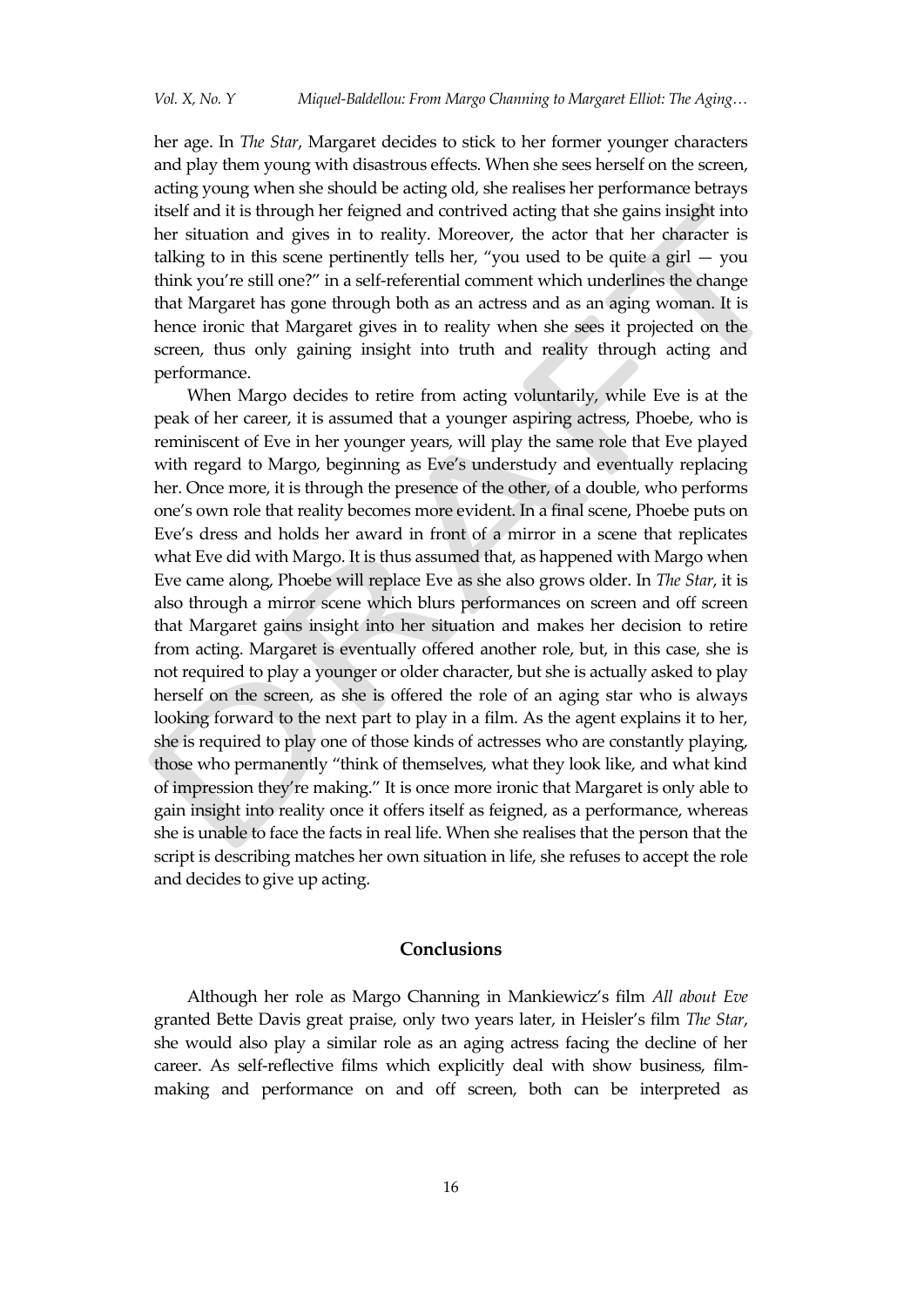her age. In *The Star*, Margaret decides to stick to her former younger characters and play them young with disastrous effects. When she sees herself on the screen, acting young when she should be acting old, she realises her performance betrays itself and it is through her feigned and contrived acting that she gains insight into her situation and gives in to reality. Moreover, the actor that her character is talking to in this scene pertinently tells her, "you used to be quite a girl — you think you're still one?" in a self-referential comment which underlines the change that Margaret has gone through both as an actress and as an aging woman. It is hence ironic that Margaret gives in to reality when she sees it projected on the screen, thus only gaining insight into truth and reality through acting and performance.

When Margo decides to retire from acting voluntarily, while Eve is at the peak of her career, it is assumed that a younger aspiring actress, Phoebe, who is reminiscent of Eve in her younger years, will play the same role that Eve played with regard to Margo, beginning as Eve's understudy and eventually replacing her. Once more, it is through the presence of the other, of a double, who performs one's own role that reality becomes more evident. In a final scene, Phoebe puts on Eve's dress and holds her award in front of a mirror in a scene that replicates what Eve did with Margo. It is thus assumed that, as happened with Margo when Eve came along, Phoebe will replace Eve as she also grows older. In *The Star*, it is also through a mirror scene which blurs performances on screen and off screen that Margaret gains insight into her situation and makes her decision to retire from acting. Margaret is eventually offered another role, but, in this case, she is not required to play a younger or older character, but she is actually asked to play herself on the screen, as she is offered the role of an aging star who is always looking forward to the next part to play in a film. As the agent explains it to her, she is required to play one of those kinds of actresses who are constantly playing, those who permanently "think of themselves, what they look like, and what kind of impression they're making." It is once more ironic that Margaret is only able to gain insight into reality once it offers itself as feigned, as a performance, whereas she is unable to face the facts in real life. When she realises that the person that the script is describing matches her own situation in life, she refuses to accept the role and decides to give up acting.

## Conclusions

Although her role as Margo Channing in Mankiewicz's film *All about Eve* granted Bette Davis great praise, only two years later, in Heisler's film *The Star*, she would also play a similar role as an aging actress facing the decline of her career. As self-reflective films which explicitly deal with show business, film-making and performance on and off screen, both can be interpreted as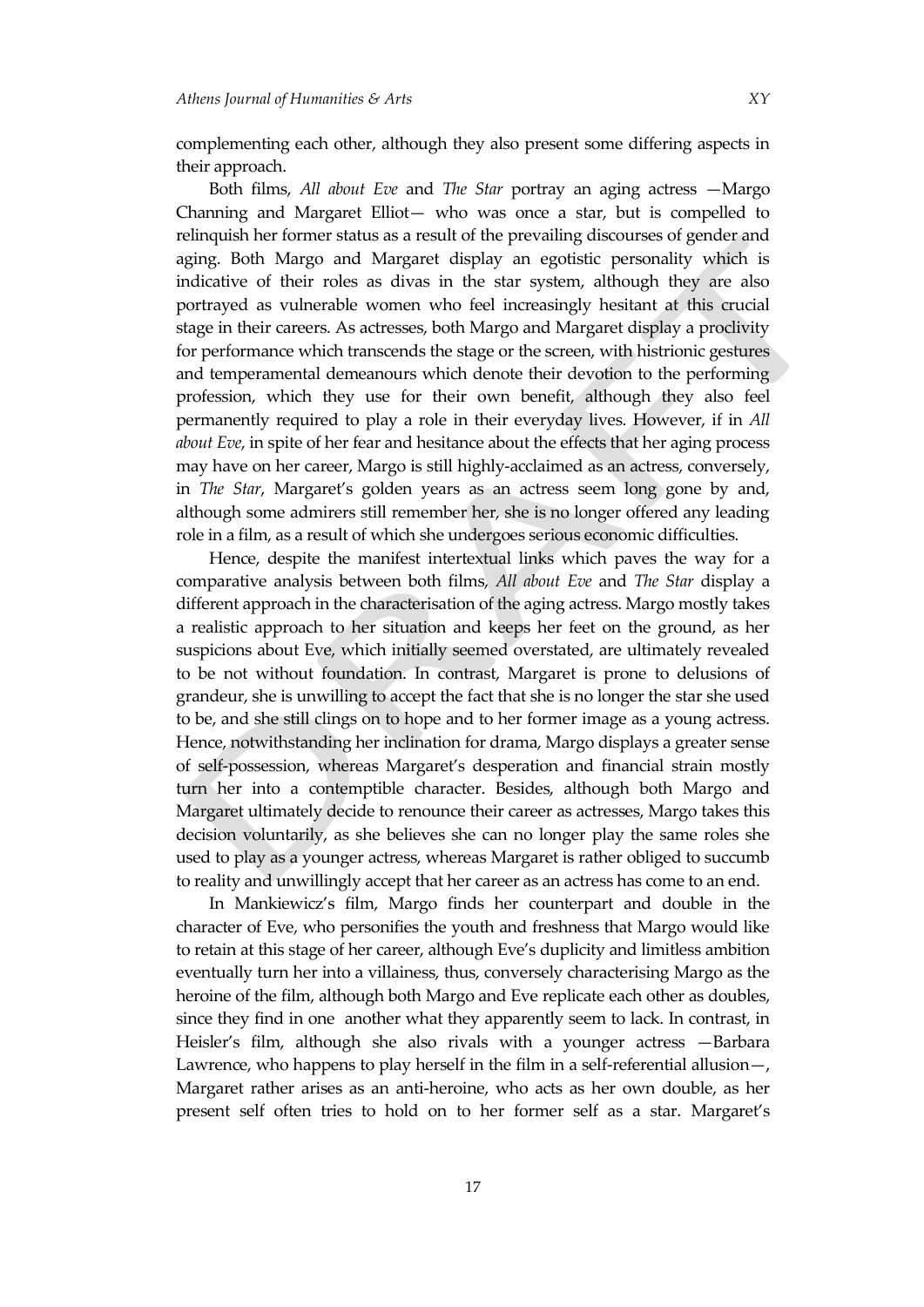complementing each other, although they also present some differing aspects in their approach.

Both films, *All about Eve* and *The Star* portray an aging actress —Margo Channing and Margaret Elliot— who was once a star, but is compelled to relinquish her former status as a result of the prevailing discourses of gender and aging. Both Margo and Margaret display an egotistic personality which is indicative of their roles as divas in the star system, although they are also portrayed as vulnerable women who feel increasingly hesitant at this crucial stage in their careers. As actresses, both Margo and Margaret display a proclivity for performance which transcends the stage or the screen, with histrionic gestures and temperamental demeanours which denote their devotion to the performing profession, which they use for their own benefit, although they also feel permanently required to play a role in their everyday lives. However, if in *All about Eve*, in spite of her fear and hesitance about the effects that her aging process may have on her career, Margo is still highly-acclaimed as an actress, conversely, in *The Star*, Margaret's golden years as an actress seem long gone by and, although some admirers still remember her, she is no longer offered any leading role in a film, as a result of which she undergoes serious economic difficulties.

Hence, despite the manifest intertextual links which paves the way for a comparative analysis between both films, *All about Eve* and *The Star* display a different approach in the characterisation of the aging actress. Margo mostly takes a realistic approach to her situation and keeps her feet on the ground, as her suspicions about Eve, which initially seemed overstated, are ultimately revealed to be not without foundation. In contrast, Margaret is prone to delusions of grandeur, she is unwilling to accept the fact that she is no longer the star she used to be, and she still clings on to hope and to her former image as a young actress. Hence, notwithstanding her inclination for drama, Margo displays a greater sense of self-possession, whereas Margaret's desperation and financial strain mostly turn her into a contemptible character. Besides, although both Margo and Margaret ultimately decide to renounce their career as actresses, Margo takes this decision voluntarily, as she believes she can no longer play the same roles she used to play as a younger actress, whereas Margaret is rather obliged to succumb to reality and unwillingly accept that her career as an actress has come to an end.

In Mankiewicz's film, Margo finds her counterpart and double in the character of Eve, who personifies the youth and freshness that Margo would like to retain at this stage of her career, although Eve's duplicity and limitless ambition eventually turn her into a villainess, thus, conversely characterising Margo as the heroine of the film, although both Margo and Eve replicate each other as doubles, since they find in one another what they apparently seem to lack. In contrast, in Heisler's film, although she also rivals with a younger actress —Barbara Lawrence, who happens to play herself in the film in a self-referential allusion—, Margaret rather arises as an anti-heroine, who acts as her own double, as her present self often tries to hold on to her former self as a star. Margaret's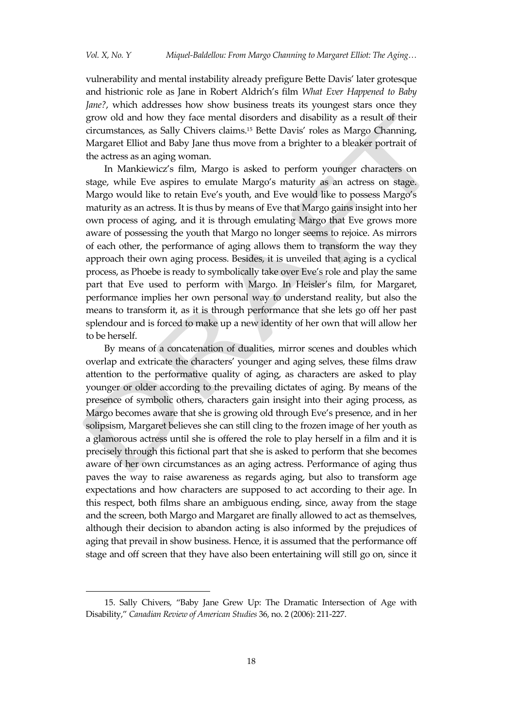vulnerability and mental instability already prefigure Bette Davis' later grotesque and histrionic role as Jane in Robert Aldrich's film *What Ever Happened to Baby Jane?*, which addresses how show business treats its youngest stars once they grow old and how they face mental disorders and disability as a result of their circumstances, as Sally Chivers claims.[15] Bette Davis' roles as Margo Channing, Margaret Elliot and Baby Jane thus move from a brighter to a bleaker portrait of the actress as an aging woman.

In Mankiewicz's film, Margo is asked to perform younger characters on stage, while Eve aspires to emulate Margo's maturity as an actress on stage. Margo would like to retain Eve's youth, and Eve would like to possess Margo's maturity as an actress. It is thus by means of Eve that Margo gains insight into her own process of aging, and it is through emulating Margo that Eve grows more aware of possessing the youth that Margo no longer seems to rejoice. As mirrors of each other, the performance of aging allows them to transform the way they approach their own aging process. Besides, it is unveiled that aging is a cyclical process, as Phoebe is ready to symbolically take over Eve's role and play the same part that Eve used to perform with Margo. In Heisler's film, for Margaret, performance implies her own personal way to understand reality, but also the means to transform it, as it is through performance that she lets go off her past splendour and is forced to make up a new identity of her own that will allow her to be herself.

By means of a concatenation of dualities, mirror scenes and doubles which overlap and extricate the characters' younger and aging selves, these films draw attention to the performative quality of aging, as characters are asked to play younger or older according to the prevailing dictates of aging. By means of the presence of symbolic others, characters gain insight into their aging process, as Margo becomes aware that she is growing old through Eve's presence, and in her solipsism, Margaret believes she can still cling to the frozen image of her youth as a glamorous actress until she is offered the role to play herself in a film and it is precisely through this fictional part that she is asked to perform that she becomes aware of her own circumstances as an aging actress. Performance of aging thus paves the way to raise awareness as regards aging, but also to transform age expectations and how characters are supposed to act according to their age. In this respect, both films share an ambiguous ending, since, away from the stage and the screen, both Margo and Margaret are finally allowed to act as themselves, although their decision to abandon acting is also informed by the prejudices of aging that prevail in show business. Hence, it is assumed that the performance off stage and off screen that they have also been entertaining will still go on, since it

15. Sally Chivers, "Baby Jane Grew Up: The Dramatic Intersection of Age with Disability," *Canadian Review of American Studies* 36, no. 2 (2006): 211-227.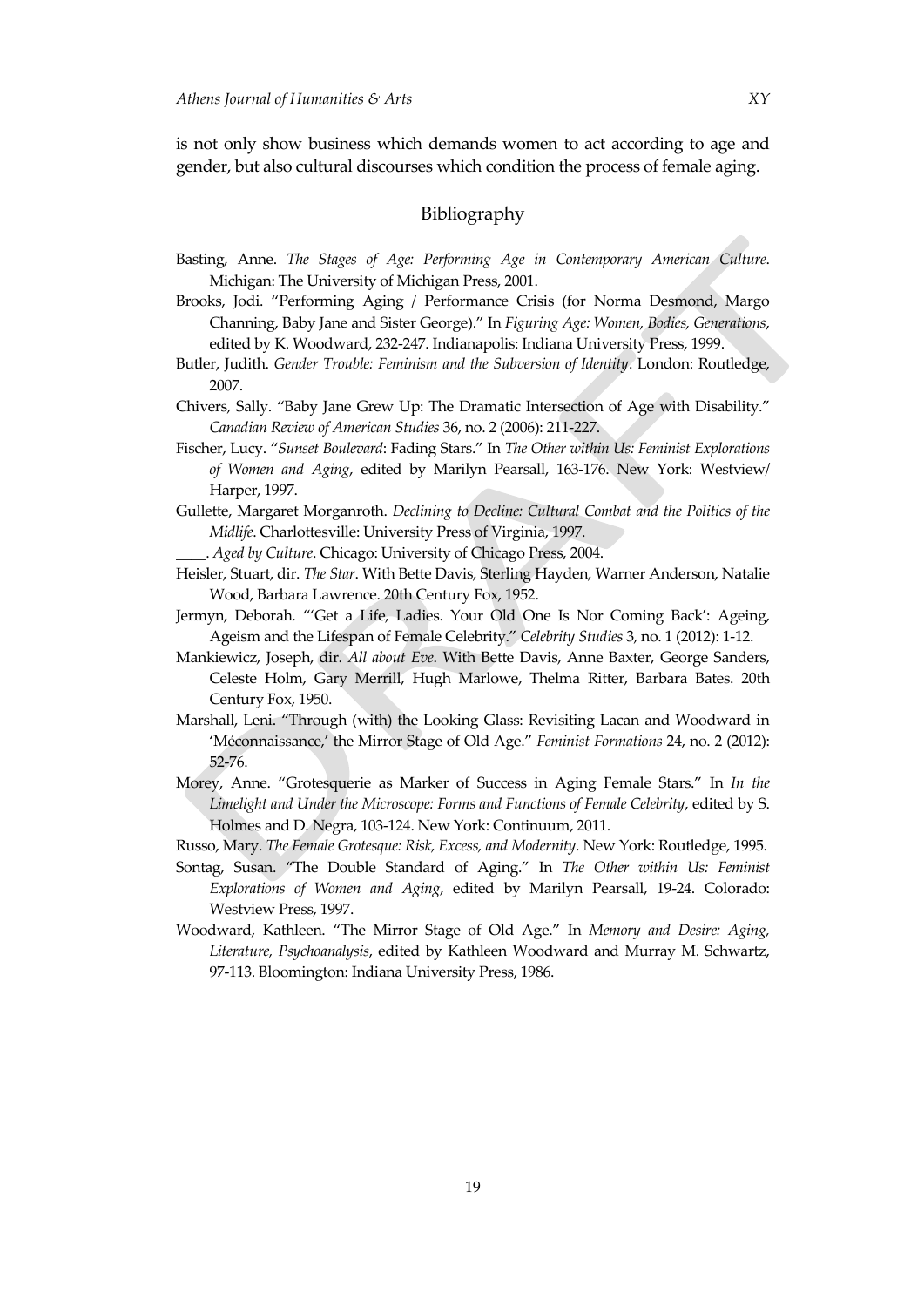is not only show business which demands women to act according to age and gender, but also cultural discourses which condition the process of female aging.

## Bibliography

Basting, Anne. *The Stages of Age: Performing Age in Contemporary American Culture*. Michigan: The University of Michigan Press, 2001.

Brooks, Jodi. "Performing Aging / Performance Crisis (for Norma Desmond, Margo Channing, Baby Jane and Sister George)." In *Figuring Age: Women, Bodies, Generations*, edited by K. Woodward, 232-247. Indianapolis: Indiana University Press, 1999.

Butler, Judith. *Gender Trouble: Feminism and the Subversion of Identity*. London: Routledge, 2007.

Chivers, Sally. "Baby Jane Grew Up: The Dramatic Intersection of Age with Disability." *Canadian Review of American Studies* 36, no. 2 (2006): 211-227.

Fischer, Lucy. "*Sunset Boulevard*: Fading Stars." In *The Other within Us: Feminist Explorations of Women and Aging*, edited by Marilyn Pearsall, 163-176. New York: Westview/ Harper, 1997.

Gullette, Margaret Morganroth. *Declining to Decline: Cultural Combat and the Politics of the Midlife*. Charlottesville: University Press of Virginia, 1997.

____. *Aged by Culture*. Chicago: University of Chicago Press, 2004.

Heisler, Stuart, dir. *The Star*. With Bette Davis, Sterling Hayden, Warner Anderson, Natalie Wood, Barbara Lawrence. 20th Century Fox, 1952.

Jermyn, Deborah. "'Get a Life, Ladies. Your Old One Is Nor Coming Back': Ageing, Ageism and the Lifespan of Female Celebrity." *Celebrity Studies* 3, no. 1 (2012): 1-12.

Mankiewicz, Joseph, dir. *All about Eve*. With Bette Davis, Anne Baxter, George Sanders, Celeste Holm, Gary Merrill, Hugh Marlowe, Thelma Ritter, Barbara Bates. 20th Century Fox, 1950.

Marshall, Leni. "Through (with) the Looking Glass: Revisiting Lacan and Woodward in 'Méconnaissance,' the Mirror Stage of Old Age." *Feminist Formations* 24, no. 2 (2012): 52-76.

Morey, Anne. "Grotesquerie as Marker of Success in Aging Female Stars." In *In the Limelight and Under the Microscope: Forms and Functions of Female Celebrity*, edited by S. Holmes and D. Negra, 103-124. New York: Continuum, 2011.

Russo, Mary. *The Female Grotesque: Risk, Excess, and Modernity*. New York: Routledge, 1995.

Sontag, Susan. "The Double Standard of Aging." In *The Other within Us: Feminist Explorations of Women and Aging*, edited by Marilyn Pearsall, 19-24. Colorado: Westview Press, 1997.

Woodward, Kathleen. "The Mirror Stage of Old Age." In *Memory and Desire: Aging, Literature, Psychoanalysis*, edited by Kathleen Woodward and Murray M. Schwartz, 97-113. Bloomington: Indiana University Press, 1986.